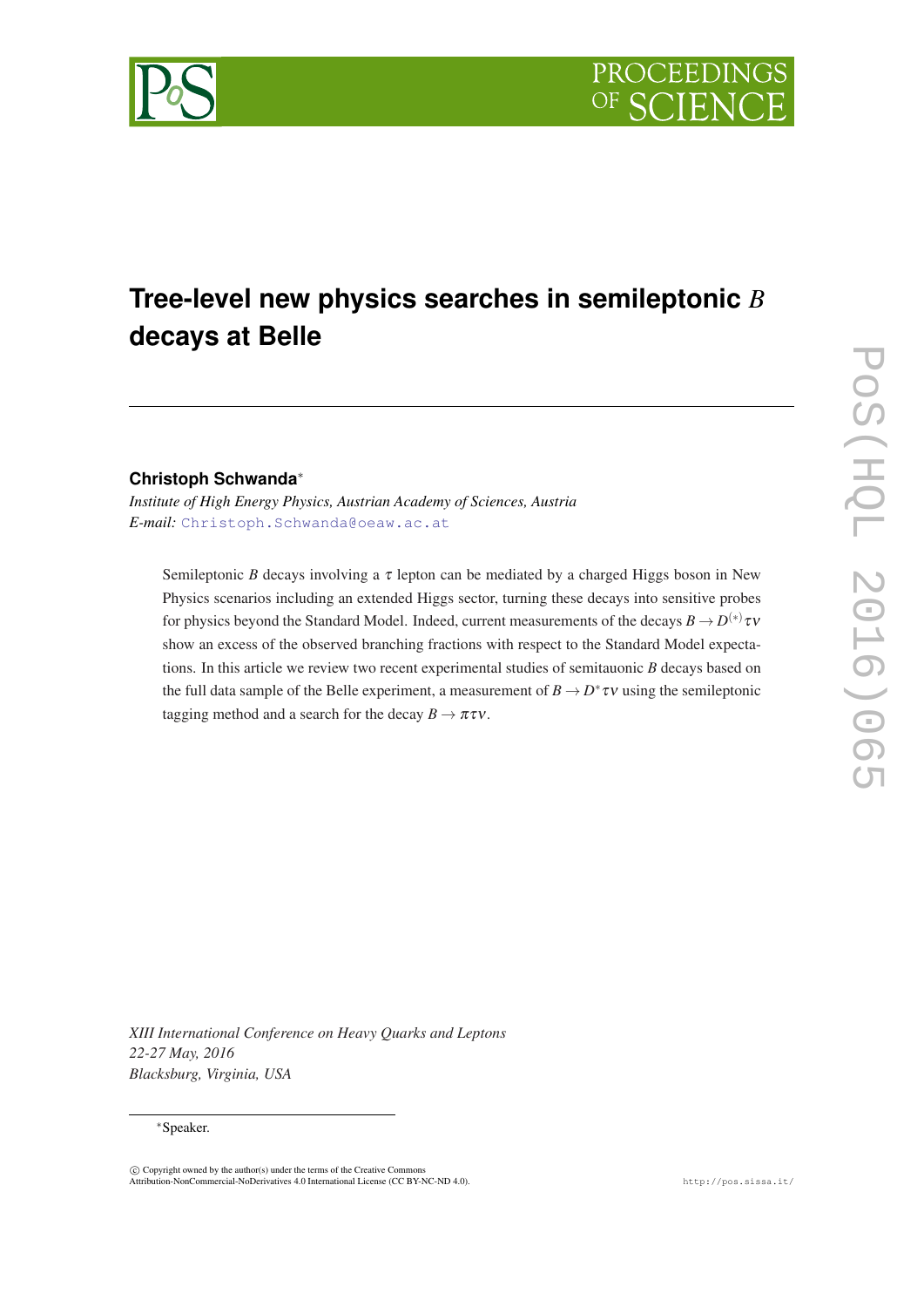# Tree-level new physics searches in semileptonic $B$ decays at Belle

**Christoph Schwanda**[*]

*Institute of High Energy Physics, Austrian Academy of Sciences, Austria*
*E-mail:* Christoph.Schwanda@oeaw.ac.at

Semileptonic $B$ decays involving a $\tau$ lepton can be mediated by a charged Higgs boson in New Physics scenarios including an extended Higgs sector, turning these decays into sensitive probes for physics beyond the Standard Model. Indeed, current measurements of the decays $B \to D^{(*)}\tau\nu$ show an excess of the observed branching fractions with respect to the Standard Model expectations. In this article we review two recent experimental studies of semitauonic $B$ decays based on the full data sample of the Belle experiment, a measurement of $B \to D^*\tau\nu$ using the semileptonic tagging method and a search for the decay $B \to \pi\tau\nu$.

*XIII International Conference on Heavy Quarks and Leptons*
*22-27 May, 2016*
*Blacksburg, Virginia, USA*

[*]Speaker.

© Copyright owned by the author(s) under the terms of the Creative Commons Attribution-NonCommercial-NoDerivatives 4.0 International License (CC BY-NC-ND 4.0).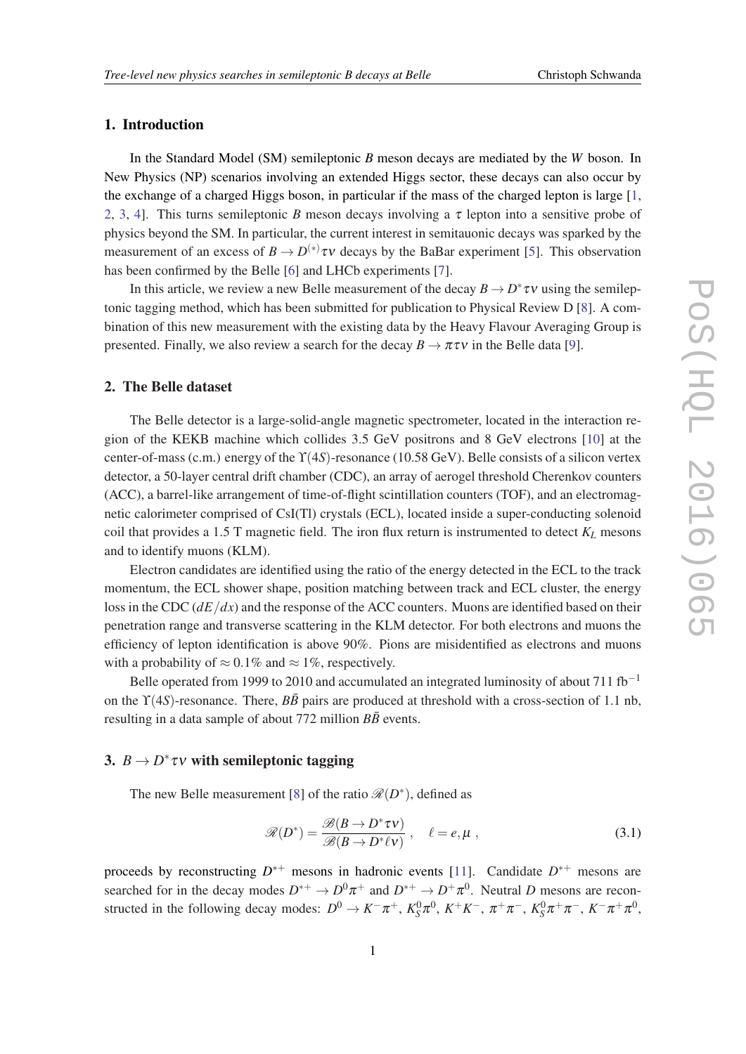## 1. Introduction

In the Standard Model (SM) semileptonic $B$ meson decays are mediated by the $W$ boson. In New Physics (NP) scenarios involving an extended Higgs sector, these decays can also occur by the exchange of a charged Higgs boson, in particular if the mass of the charged lepton is large [1, 2, 3, 4]. This turns semileptonic $B$ meson decays involving a $\tau$ lepton into a sensitive probe of physics beyond the SM. In particular, the current interest in semitauonic decays was sparked by the measurement of an excess of $B \to D^{(*)}\tau\nu$ decays by the BaBar experiment [5]. This observation has been confirmed by the Belle [6] and LHCb experiments [7].

In this article, we review a new Belle measurement of the decay $B \to D^*\tau\nu$ using the semileptonic tagging method, which has been submitted for publication to Physical Review D [8]. A combination of this new measurement with the existing data by the Heavy Flavour Averaging Group is presented. Finally, we also review a search for the decay $B \to \pi\tau\nu$ in the Belle data [9].

## 2. The Belle dataset

The Belle detector is a large-solid-angle magnetic spectrometer, located in the interaction region of the KEKB machine which collides 3.5 GeV positrons and 8 GeV electrons [10] at the center-of-mass (c.m.) energy of the $\Upsilon(4S)$-resonance (10.58 GeV). Belle consists of a silicon vertex detector, a 50-layer central drift chamber (CDC), an array of aerogel threshold Cherenkov counters (ACC), a barrel-like arrangement of time-of-flight scintillation counters (TOF), and an electromagnetic calorimeter comprised of CsI(Tl) crystals (ECL), located inside a super-conducting solenoid coil that provides a 1.5 T magnetic field. The iron flux return is instrumented to detect $K_L$ mesons and to identify muons (KLM).

Electron candidates are identified using the ratio of the energy detected in the ECL to the track momentum, the ECL shower shape, position matching between track and ECL cluster, the energy loss in the CDC ($dE/dx$) and the response of the ACC counters. Muons are identified based on their penetration range and transverse scattering in the KLM detector. For both electrons and muons the efficiency of lepton identification is above 90%. Pions are misidentified as electrons and muons with a probability of $\approx 0.1\%$ and $\approx 1\%$, respectively.

Belle operated from 1999 to 2010 and accumulated an integrated luminosity of about 711 fb$^{-1}$ on the $\Upsilon(4S)$-resonance. There, $B\bar{B}$ pairs are produced at threshold with a cross-section of 1.1 nb, resulting in a data sample of about 772 million $B\bar{B}$ events.

## 3. $B \to D^*\tau\nu$ with semileptonic tagging

The new Belle measurement [8] of the ratio $\mathscr{R}(D^*)$, defined as

$$\mathscr{R}(D^*) = \frac{\mathscr{B}(B \to D^*\tau\nu)}{\mathscr{B}(B \to D^*\ell\nu)} \ , \quad \ell = e, \mu \ , \tag{3.1}$$

proceeds by reconstructing $D^{*+}$ mesons in hadronic events [11]. Candidate $D^{*+}$ mesons are searched for in the decay modes $D^{*+} \to D^0\pi^+$ and $D^{*+} \to D^+\pi^0$. Neutral $D$ mesons are reconstructed in the following decay modes: $D^0 \to K^-\pi^+$, $K_S^0\pi^0$, $K^+K^-$, $\pi^+\pi^-$, $K_S^0\pi^+\pi^-$, $K^-\pi^+\pi^0$,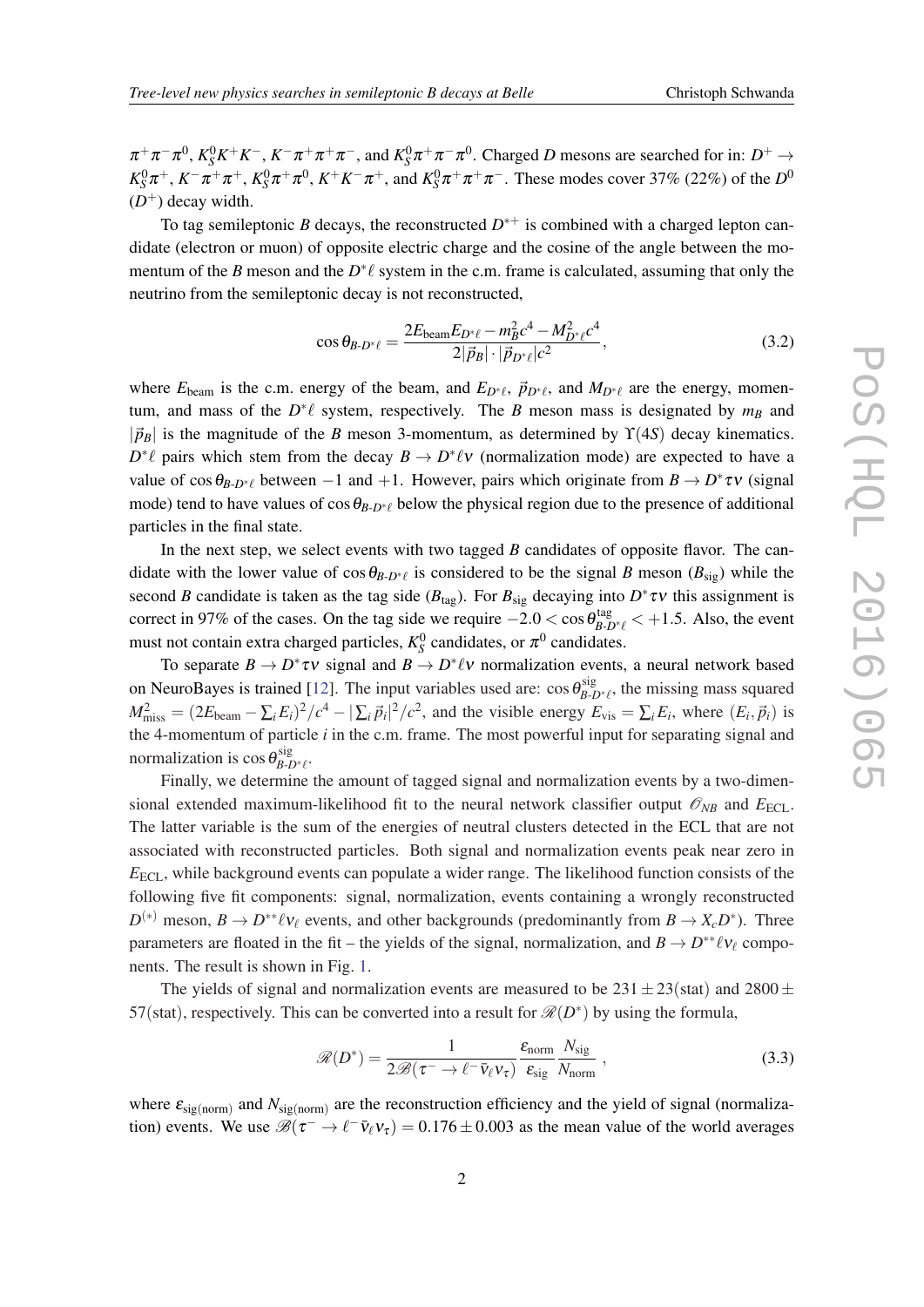$\pi^+\pi^-\pi^0$, $K_S^0 K^+K^-$, $K^-\pi^+\pi^+\pi^-$, and $K_S^0\pi^+\pi^-\pi^0$. Charged $D$ mesons are searched for in: $D^+ \to K_S^0\pi^+$, $K^-\pi^+\pi^+$, $K_S^0\pi^+\pi^0$, $K^+K^-\pi^+$, and $K_S^0\pi^+\pi^+\pi^-$. These modes cover 37% (22%) of the $D^0$ ($D^+$) decay width.

To tag semileptonic $B$ decays, the reconstructed $D^{*+}$ is combined with a charged lepton candidate (electron or muon) of opposite electric charge and the cosine of the angle between the momentum of the $B$ meson and the $D^*\ell$ system in the c.m. frame is calculated, assuming that only the neutrino from the semileptonic decay is not reconstructed,

$$\cos\theta_{B\text{-}D^*\ell} = \frac{2E_{\mathrm{beam}}E_{D^*\ell} - m_B^2c^4 - M_{D^*\ell}^2c^4}{2|\vec{p}_B|\cdot|\vec{p}_{D^*\ell}|c^2}, \tag{3.2}$$

where $E_{\mathrm{beam}}$ is the c.m. energy of the beam, and $E_{D^*\ell}$, $\vec{p}_{D^*\ell}$, and $M_{D^*\ell}$ are the energy, momentum, and mass of the $D^*\ell$ system, respectively. The $B$ meson mass is designated by $m_B$ and $|\vec{p}_B|$ is the magnitude of the $B$ meson 3-momentum, as determined by $\Upsilon(4S)$ decay kinematics. $D^*\ell$ pairs which stem from the decay $B \to D^*\ell\nu$ (normalization mode) are expected to have a value of $\cos\theta_{B\text{-}D^*\ell}$ between $-1$ and $+1$. However, pairs which originate from $B \to D^*\tau\nu$ (signal mode) tend to have values of $\cos\theta_{B\text{-}D^*\ell}$ below the physical region due to the presence of additional particles in the final state.

In the next step, we select events with two tagged $B$ candidates of opposite flavor. The candidate with the lower value of $\cos\theta_{B\text{-}D^*\ell}$ is considered to be the signal $B$ meson ($B_{\mathrm{sig}}$) while the second $B$ candidate is taken as the tag side ($B_{\mathrm{tag}}$). For $B_{\mathrm{sig}}$ decaying into $D^*\tau\nu$ this assignment is correct in 97% of the cases. On the tag side we require $-2.0 < \cos\theta^{\mathrm{tag}}_{B\text{-}D^*\ell} < +1.5$. Also, the event must not contain extra charged particles, $K_S^0$ candidates, or $\pi^0$ candidates.

To separate $B \to D^*\tau\nu$ signal and $B \to D^*\ell\nu$ normalization events, a neural network based on NeuroBayes is trained [12]. The input variables used are: $\cos\theta^{\mathrm{sig}}_{B\text{-}D^*\ell}$, the missing mass squared $M^2_{\mathrm{miss}} = (2E_{\mathrm{beam}} - \sum_i E_i)^2/c^4 - |\sum_i \vec{p}_i|^2/c^2$, and the visible energy $E_{\mathrm{vis}} = \sum_i E_i$, where $(E_i, \vec{p}_i)$ is the 4-momentum of particle $i$ in the c.m. frame. The most powerful input for separating signal and normalization is $\cos\theta^{\mathrm{sig}}_{B\text{-}D^*\ell}$.

Finally, we determine the amount of tagged signal and normalization events by a two-dimensional extended maximum-likelihood fit to the neural network classifier output $\mathcal{O}_{NB}$ and $E_{\mathrm{ECL}}$. The latter variable is the sum of the energies of neutral clusters detected in the ECL that are not associated with reconstructed particles. Both signal and normalization events peak near zero in $E_{\mathrm{ECL}}$, while background events can populate a wider range. The likelihood function consists of the following five fit components: signal, normalization, events containing a wrongly reconstructed $D^{(*)}$ meson, $B \to D^{**}\ell\nu_\ell$ events, and other backgrounds (predominantly from $B \to X_c D^*$). Three parameters are floated in the fit – the yields of the signal, normalization, and $B \to D^{**}\ell\nu_\ell$ components. The result is shown in Fig. 1.

The yields of signal and normalization events are measured to be $231 \pm 23(\mathrm{stat})$ and $2800 \pm 57(\mathrm{stat})$, respectively. This can be converted into a result for $\mathscr{R}(D^*)$ by using the formula,

$$\mathscr{R}(D^*) = \frac{1}{2\mathscr{B}(\tau^- \to \ell^-\bar{\nu}_\ell\nu_\tau)} \frac{\varepsilon_{\mathrm{norm}}}{\varepsilon_{\mathrm{sig}}} \frac{N_{\mathrm{sig}}}{N_{\mathrm{norm}}}, \tag{3.3}$$

where $\varepsilon_{\mathrm{sig(norm)}}$ and $N_{\mathrm{sig(norm)}}$ are the reconstruction efficiency and the yield of signal (normalization) events. We use $\mathscr{B}(\tau^- \to \ell^-\bar{\nu}_\ell\nu_\tau) = 0.176 \pm 0.003$ as the mean value of the world averages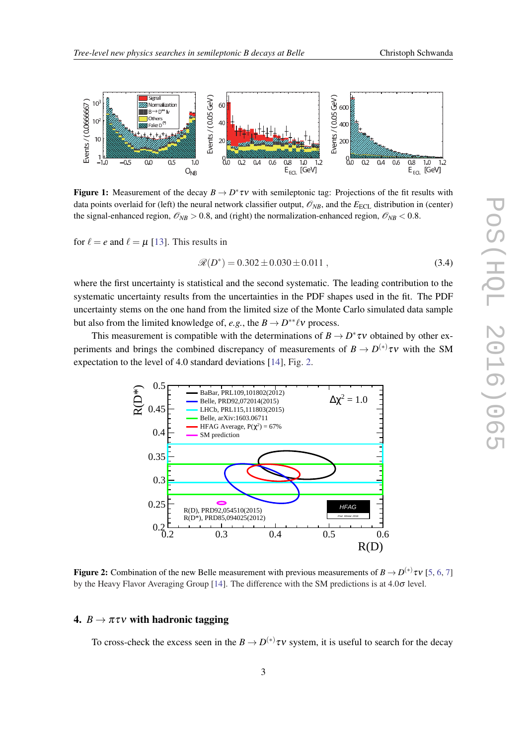**Figure 1:** Measurement of the decay $B \to D^* \tau \nu$ with semileptonic tag: Projections of the fit results with data points overlaid for (left) the neural network classifier output, $\mathcal{O}_{NB}$, and the $E_{\mathrm{ECL}}$ distribution in (center) the signal-enhanced region, $\mathcal{O}_{NB} > 0.8$, and (right) the normalization-enhanced region, $\mathcal{O}_{NB} < 0.8$.

for $\ell = e$ and $\ell = \mu$ [13]. This results in

$$\mathscr{R}(D^*) = 0.302 \pm 0.030 \pm 0.011 \ , \tag{3.4}$$

where the first uncertainty is statistical and the second systematic. The leading contribution to the systematic uncertainty results from the uncertainties in the PDF shapes used in the fit. The PDF uncertainty stems on the one hand from the limited size of the Monte Carlo simulated data sample but also from the limited knowledge of, *e.g.*, the $B \to D^{**} \ell \nu$ process.

This measurement is compatible with the determinations of $B \to D^* \tau \nu$ obtained by other experiments and brings the combined discrepancy of measurements of $B \to D^{(*)} \tau \nu$ with the SM expectation to the level of 4.0 standard deviations [14], Fig. 2.

**Figure 2:** Combination of the new Belle measurement with previous measurements of $B \to D^{(*)} \tau \nu$ [5, 6, 7] by the Heavy Flavor Averaging Group [14]. The difference with the SM predictions is at $4.0\sigma$ level.

## 4. $B \to \pi \tau \nu$ with hadronic tagging

To cross-check the excess seen in the $B \to D^{(*)} \tau \nu$ system, it is useful to search for the decay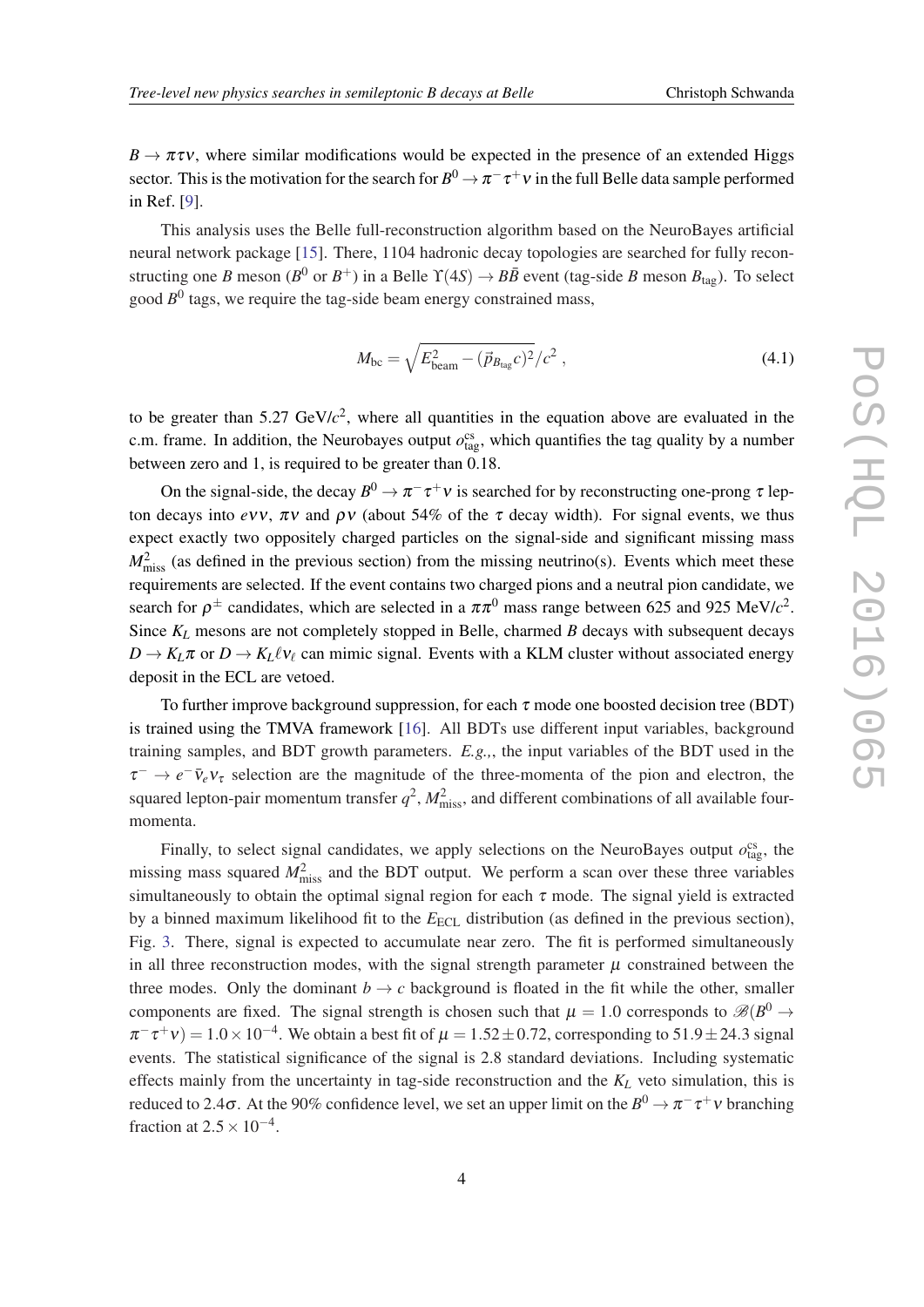$B \to \pi\tau\nu$, where similar modifications would be expected in the presence of an extended Higgs sector. This is the motivation for the search for $B^0 \to \pi^-\tau^+\nu$ in the full Belle data sample performed in Ref. [9].

This analysis uses the Belle full-reconstruction algorithm based on the NeuroBayes artificial neural network package [15]. There, 1104 hadronic decay topologies are searched for fully reconstructing one $B$ meson ($B^0$ or $B^+$) in a Belle $\Upsilon(4S) \to B\bar{B}$ event (tag-side $B$ meson $B_{\rm tag}$). To select good $B^0$ tags, we require the tag-side beam energy constrained mass,

$$M_{\rm bc} = \sqrt{E_{\rm beam}^2 - (\vec{p}_{B_{\rm tag}}c)^2}/c^2 \,, \tag{4.1}$$

to be greater than 5.27 GeV/$c^2$, where all quantities in the equation above are evaluated in the c.m. frame. In addition, the Neurobayes output $o_{\rm tag}^{\rm cs}$, which quantifies the tag quality by a number between zero and 1, is required to be greater than 0.18.

On the signal-side, the decay $B^0 \to \pi^-\tau^+\nu$ is searched for by reconstructing one-prong $\tau$ lepton decays into $e\nu\nu$, $\pi\nu$ and $\rho\nu$ (about 54% of the $\tau$ decay width). For signal events, we thus expect exactly two oppositely charged particles on the signal-side and significant missing mass $M_{\rm miss}^2$ (as defined in the previous section) from the missing neutrino(s). Events which meet these requirements are selected. If the event contains two charged pions and a neutral pion candidate, we search for $\rho^\pm$ candidates, which are selected in a $\pi\pi^0$ mass range between 625 and 925 MeV/$c^2$. Since $K_L$ mesons are not completely stopped in Belle, charmed $B$ decays with subsequent decays $D \to K_L\pi$ or $D \to K_L\ell\nu_\ell$ can mimic signal. Events with a KLM cluster without associated energy deposit in the ECL are vetoed.

To further improve background suppression, for each $\tau$ mode one boosted decision tree (BDT) is trained using the TMVA framework [16]. All BDTs use different input variables, background training samples, and BDT growth parameters. *E.g.,*, the input variables of the BDT used in the $\tau^- \to e^-\bar{\nu}_e\nu_\tau$ selection are the magnitude of the three-momenta of the pion and electron, the squared lepton-pair momentum transfer $q^2$, $M_{\rm miss}^2$, and different combinations of all available four-momenta.

Finally, to select signal candidates, we apply selections on the NeuroBayes output $o_{\rm tag}^{\rm cs}$, the missing mass squared $M_{\rm miss}^2$ and the BDT output. We perform a scan over these three variables simultaneously to obtain the optimal signal region for each $\tau$ mode. The signal yield is extracted by a binned maximum likelihood fit to the $E_{\rm ECL}$ distribution (as defined in the previous section), Fig. 3. There, signal is expected to accumulate near zero. The fit is performed simultaneously in all three reconstruction modes, with the signal strength parameter $\mu$ constrained between the three modes. Only the dominant $b \to c$ background is floated in the fit while the other, smaller components are fixed. The signal strength is chosen such that $\mu = 1.0$ corresponds to $\mathscr{B}(B^0 \to \pi^-\tau^+\nu) = 1.0 \times 10^{-4}$. We obtain a best fit of $\mu = 1.52 \pm 0.72$, corresponding to $51.9 \pm 24.3$ signal events. The statistical significance of the signal is 2.8 standard deviations. Including systematic effects mainly from the uncertainty in tag-side reconstruction and the $K_L$ veto simulation, this is reduced to $2.4\sigma$. At the 90% confidence level, we set an upper limit on the $B^0 \to \pi^-\tau^+\nu$ branching fraction at $2.5 \times 10^{-4}$.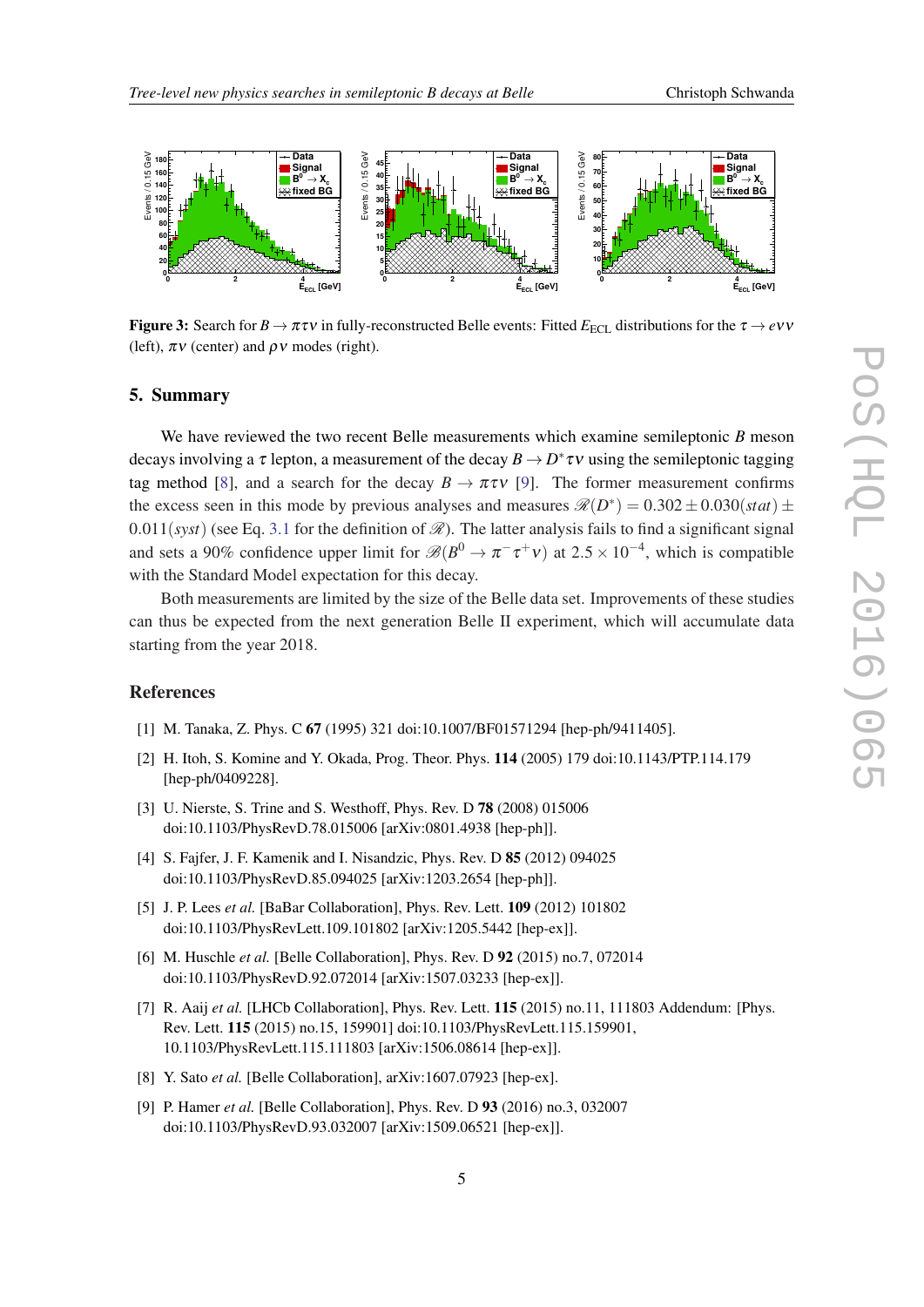**Figure 3:** Search for $B \to \pi\tau\nu$ in fully-reconstructed Belle events: Fitted $E_{\rm ECL}$ distributions for the $\tau \to e\nu\nu$ (left), $\pi\nu$ (center) and $\rho\nu$ modes (right).

## 5. Summary

We have reviewed the two recent Belle measurements which examine semileptonic $B$ meson decays involving a $\tau$ lepton, a measurement of the decay $B \to D^*\tau\nu$ using the semileptonic tagging tag method [8], and a search for the decay $B \to \pi\tau\nu$ [9]. The former measurement confirms the excess seen in this mode by previous analyses and measures $\mathscr{R}(D^*) = 0.302 \pm 0.030(stat) \pm 0.011(syst)$ (see Eq. 3.1 for the definition of $\mathscr{R}$). The latter analysis fails to find a significant signal and sets a 90% confidence upper limit for $\mathscr{B}(B^0 \to \pi^-\tau^+\nu)$ at $2.5 \times 10^{-4}$, which is compatible with the Standard Model expectation for this decay.

Both measurements are limited by the size of the Belle data set. Improvements of these studies can thus be expected from the next generation Belle II experiment, which will accumulate data starting from the year 2018.

## References

[1] M. Tanaka, Z. Phys. C **67** (1995) 321 doi:10.1007/BF01571294 [hep-ph/9411405].

[2] H. Itoh, S. Komine and Y. Okada, Prog. Theor. Phys. **114** (2005) 179 doi:10.1143/PTP.114.179 [hep-ph/0409228].

[3] U. Nierste, S. Trine and S. Westhoff, Phys. Rev. D **78** (2008) 015006 doi:10.1103/PhysRevD.78.015006 [arXiv:0801.4938 [hep-ph]].

[4] S. Fajfer, J. F. Kamenik and I. Nisandzic, Phys. Rev. D **85** (2012) 094025 doi:10.1103/PhysRevD.85.094025 [arXiv:1203.2654 [hep-ph]].

[5] J. P. Lees *et al.* [BaBar Collaboration], Phys. Rev. Lett. **109** (2012) 101802 doi:10.1103/PhysRevLett.109.101802 [arXiv:1205.5442 [hep-ex]].

[6] M. Huschle *et al.* [Belle Collaboration], Phys. Rev. D **92** (2015) no.7, 072014 doi:10.1103/PhysRevD.92.072014 [arXiv:1507.03233 [hep-ex]].

[7] R. Aaij *et al.* [LHCb Collaboration], Phys. Rev. Lett. **115** (2015) no.11, 111803 Addendum: [Phys. Rev. Lett. **115** (2015) no.15, 159901] doi:10.1103/PhysRevLett.115.159901, 10.1103/PhysRevLett.115.111803 [arXiv:1506.08614 [hep-ex]].

[8] Y. Sato *et al.* [Belle Collaboration], arXiv:1607.07923 [hep-ex].

[9] P. Hamer *et al.* [Belle Collaboration], Phys. Rev. D **93** (2016) no.3, 032007 doi:10.1103/PhysRevD.93.032007 [arXiv:1509.06521 [hep-ex]].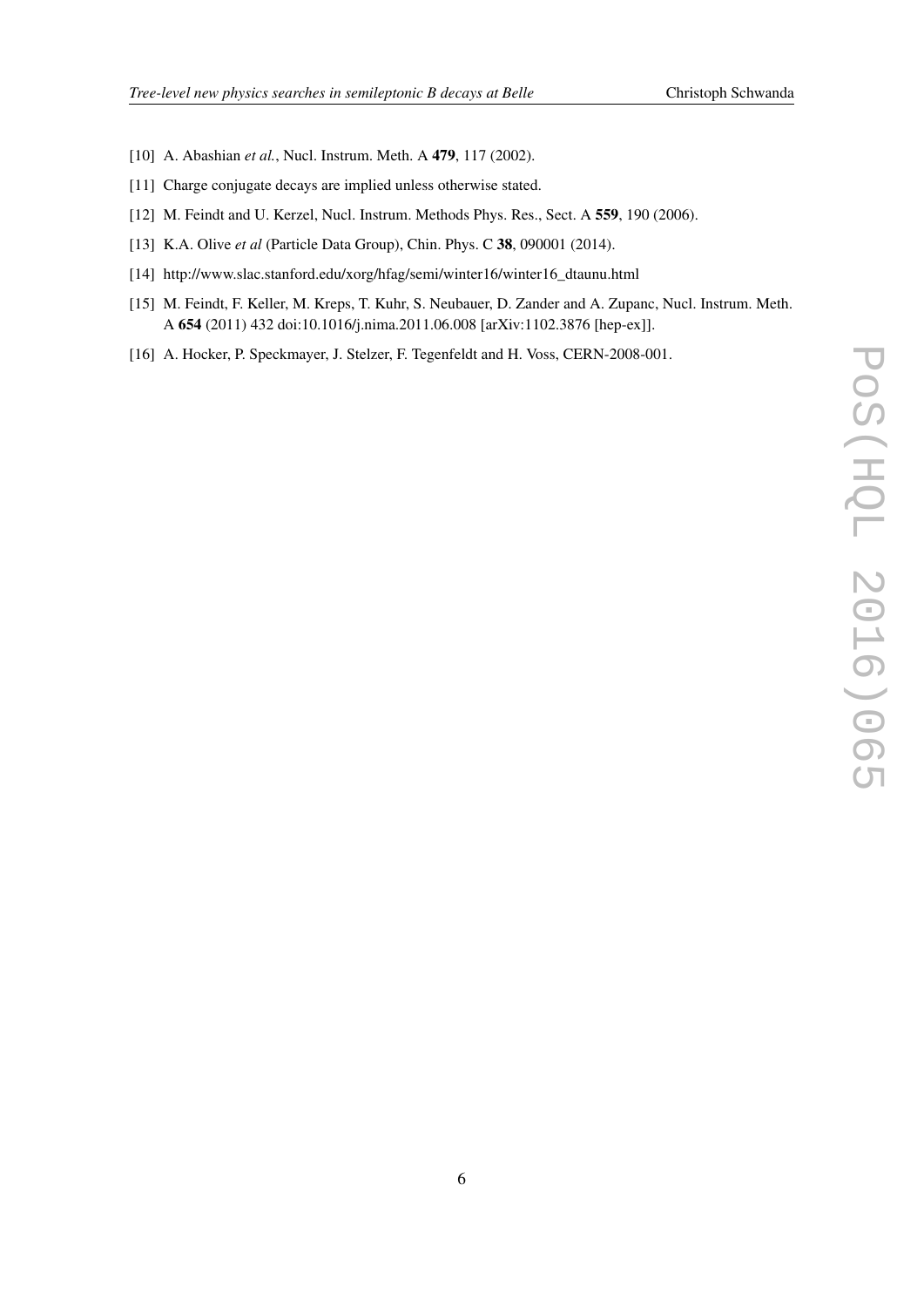[10] A. Abashian *et al.*, Nucl. Instrum. Meth. A **479**, 117 (2002).

[11] Charge conjugate decays are implied unless otherwise stated.

[12] M. Feindt and U. Kerzel, Nucl. Instrum. Methods Phys. Res., Sect. A **559**, 190 (2006).

[13] K.A. Olive *et al* (Particle Data Group), Chin. Phys. C **38**, 090001 (2014).

[14] http://www.slac.stanford.edu/xorg/hfag/semi/winter16/winter16_dtaunu.html

[15] M. Feindt, F. Keller, M. Kreps, T. Kuhr, S. Neubauer, D. Zander and A. Zupanc, Nucl. Instrum. Meth. A **654** (2011) 432 doi:10.1016/j.nima.2011.06.008 [arXiv:1102.3876 [hep-ex]].

[16] A. Hocker, P. Speckmayer, J. Stelzer, F. Tegenfeldt and H. Voss, CERN-2008-001.